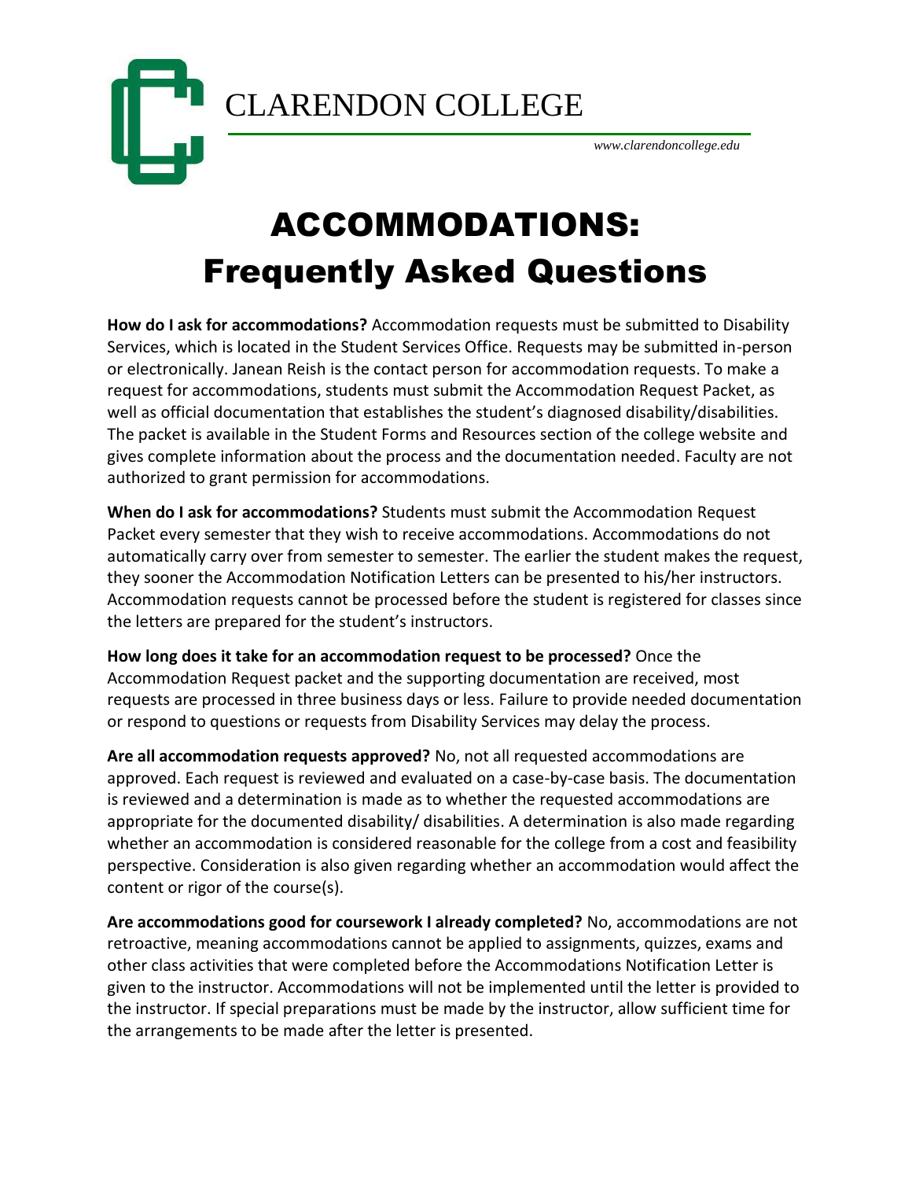CLARENDON COLLEGE

*www.clarendoncollege.edu*

# ACCOMMODATIONS: Frequently Asked Questions

**How do I ask for accommodations?** Accommodation requests must be submitted to Disability Services, which is located in the Student Services Office. Requests may be submitted in-person or electronically. Janean Reish is the contact person for accommodation requests. To make a request for accommodations, students must submit the Accommodation Request Packet, as well as official documentation that establishes the student's diagnosed disability/disabilities. The packet is available in the Student Forms and Resources section of the college website and gives complete information about the process and the documentation needed. Faculty are not authorized to grant permission for accommodations.

**When do I ask for accommodations?** Students must submit the Accommodation Request Packet every semester that they wish to receive accommodations. Accommodations do not automatically carry over from semester to semester. The earlier the student makes the request, they sooner the Accommodation Notification Letters can be presented to his/her instructors. Accommodation requests cannot be processed before the student is registered for classes since the letters are prepared for the student's instructors.

**How long does it take for an accommodation request to be processed?** Once the Accommodation Request packet and the supporting documentation are received, most requests are processed in three business days or less. Failure to provide needed documentation or respond to questions or requests from Disability Services may delay the process.

**Are all accommodation requests approved?** No, not all requested accommodations are approved. Each request is reviewed and evaluated on a case-by-case basis. The documentation is reviewed and a determination is made as to whether the requested accommodations are appropriate for the documented disability/ disabilities. A determination is also made regarding whether an accommodation is considered reasonable for the college from a cost and feasibility perspective. Consideration is also given regarding whether an accommodation would affect the content or rigor of the course(s).

**Are accommodations good for coursework I already completed?** No, accommodations are not retroactive, meaning accommodations cannot be applied to assignments, quizzes, exams and other class activities that were completed before the Accommodations Notification Letter is given to the instructor. Accommodations will not be implemented until the letter is provided to the instructor. If special preparations must be made by the instructor, allow sufficient time for the arrangements to be made after the letter is presented.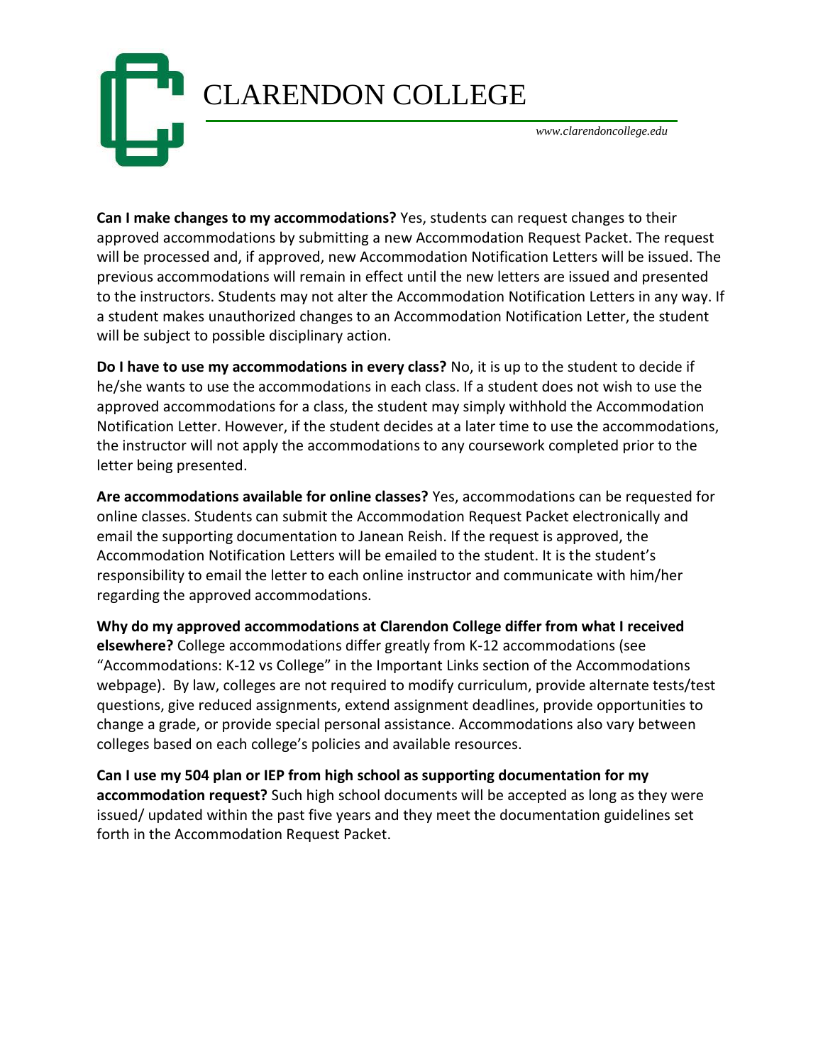**Can I make changes to my accommodations?** Yes, students can request changes to their approved accommodations by submitting a new Accommodation Request Packet. The request will be processed and, if approved, new Accommodation Notification Letters will be issued. The previous accommodations will remain in effect until the new letters are issued and presented to the instructors. Students may not alter the Accommodation Notification Letters in any way. If a student makes unauthorized changes to an Accommodation Notification Letter, the student will be subject to possible disciplinary action.

**Do I have to use my accommodations in every class?** No, it is up to the student to decide if he/she wants to use the accommodations in each class. If a student does not wish to use the approved accommodations for a class, the student may simply withhold the Accommodation Notification Letter. However, if the student decides at a later time to use the accommodations, the instructor will not apply the accommodations to any coursework completed prior to the letter being presented.

**Are accommodations available for online classes?** Yes, accommodations can be requested for online classes. Students can submit the Accommodation Request Packet electronically and email the supporting documentation to Janean Reish. If the request is approved, the Accommodation Notification Letters will be emailed to the student. It is the student's responsibility to email the letter to each online instructor and communicate with him/her regarding the approved accommodations.

**Why do my approved accommodations at Clarendon College differ from what I received elsewhere?** College accommodations differ greatly from K-12 accommodations (see "Accommodations: K-12 vs College" in the Important Links section of the Accommodations webpage). By law, colleges are not required to modify curriculum, provide alternate tests/test questions, give reduced assignments, extend assignment deadlines, provide opportunities to change a grade, or provide special personal assistance. Accommodations also vary between colleges based on each college's policies and available resources.

**Can I use my 504 plan or IEP from high school as supporting documentation for my accommodation request?** Such high school documents will be accepted as long as they were issued/ updated within the past five years and they meet the documentation guidelines set forth in the Accommodation Request Packet.